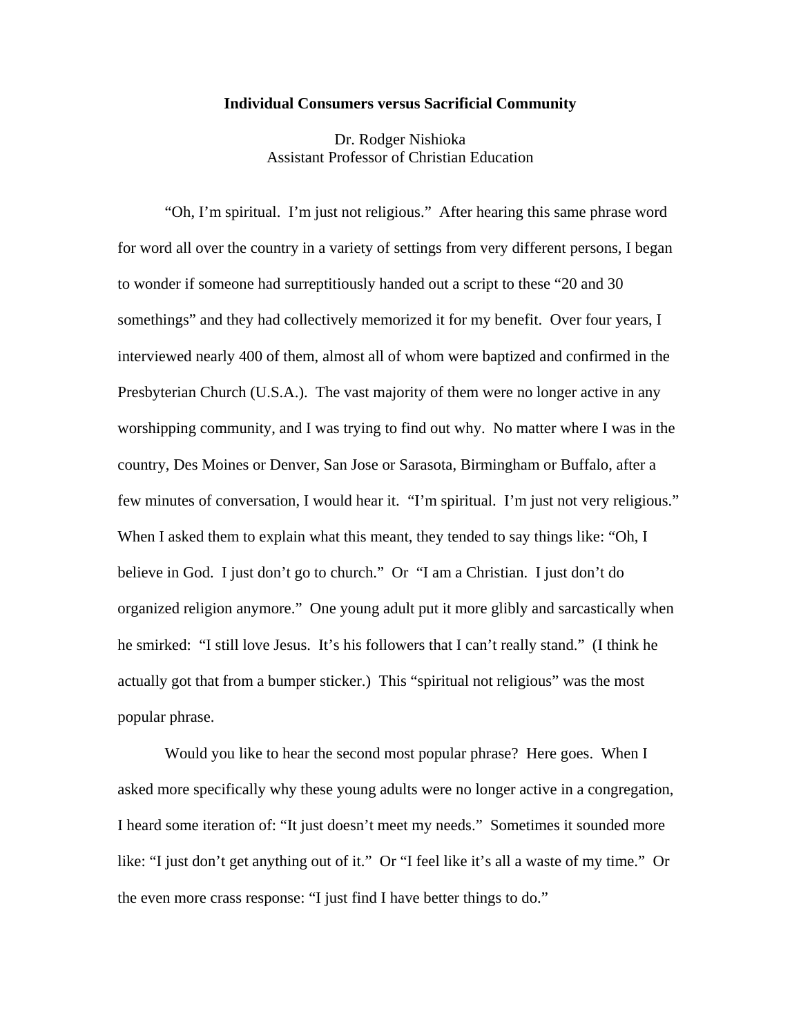# Individual Consumers versus Sacrificial Community

Dr. Rodger Nishioka  
Assistant Professor of Christian Education

"Oh, I'm spiritual. I'm just not religious." After hearing this same phrase word for word all over the country in a variety of settings from very different persons, I began to wonder if someone had surreptitiously handed out a script to these "20 and 30 somethings" and they had collectively memorized it for my benefit. Over four years, I interviewed nearly 400 of them, almost all of whom were baptized and confirmed in the Presbyterian Church (U.S.A.). The vast majority of them were no longer active in any worshipping community, and I was trying to find out why. No matter where I was in the country, Des Moines or Denver, San Jose or Sarasota, Birmingham or Buffalo, after a few minutes of conversation, I would hear it. "I'm spiritual. I'm just not very religious." When I asked them to explain what this meant, they tended to say things like: "Oh, I believe in God. I just don't go to church." Or "I am a Christian. I just don't do organized religion anymore." One young adult put it more glibly and sarcastically when he smirked: "I still love Jesus. It's his followers that I can't really stand." (I think he actually got that from a bumper sticker.) This "spiritual not religious" was the most popular phrase.

Would you like to hear the second most popular phrase? Here goes. When I asked more specifically why these young adults were no longer active in a congregation, I heard some iteration of: "It just doesn't meet my needs." Sometimes it sounded more like: "I just don't get anything out of it." Or "I feel like it's all a waste of my time." Or the even more crass response: "I just find I have better things to do."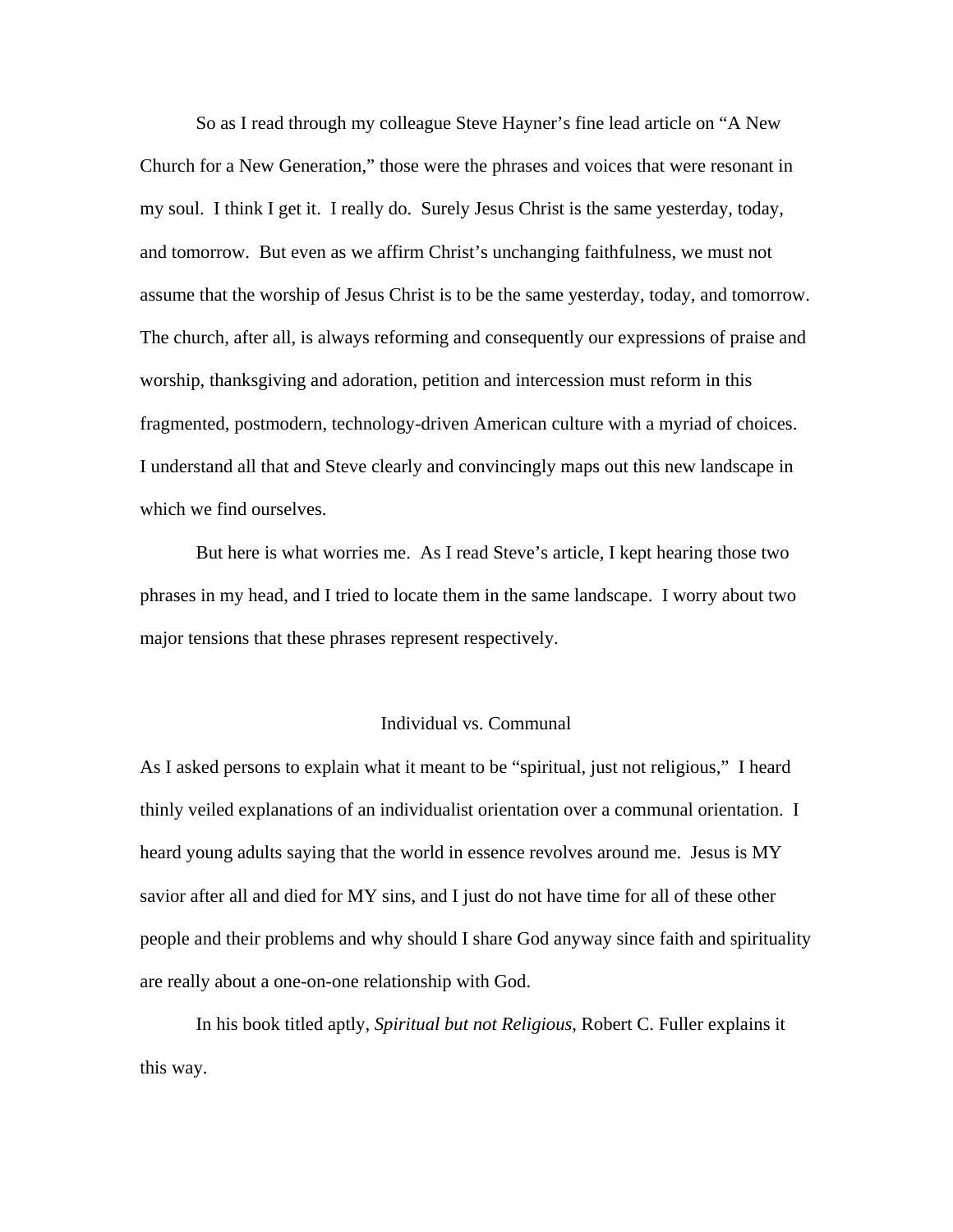So as I read through my colleague Steve Hayner's fine lead article on "A New Church for a New Generation," those were the phrases and voices that were resonant in my soul. I think I get it. I really do. Surely Jesus Christ is the same yesterday, today, and tomorrow. But even as we affirm Christ's unchanging faithfulness, we must not assume that the worship of Jesus Christ is to be the same yesterday, today, and tomorrow. The church, after all, is always reforming and consequently our expressions of praise and worship, thanksgiving and adoration, petition and intercession must reform in this fragmented, postmodern, technology-driven American culture with a myriad of choices. I understand all that and Steve clearly and convincingly maps out this new landscape in which we find ourselves.

But here is what worries me. As I read Steve's article, I kept hearing those two phrases in my head, and I tried to locate them in the same landscape. I worry about two major tensions that these phrases represent respectively.

## Individual vs. Communal

As I asked persons to explain what it meant to be "spiritual, just not religious," I heard thinly veiled explanations of an individualist orientation over a communal orientation. I heard young adults saying that the world in essence revolves around me. Jesus is MY savior after all and died for MY sins, and I just do not have time for all of these other people and their problems and why should I share God anyway since faith and spirituality are really about a one-on-one relationship with God.

In his book titled aptly, *Spiritual but not Religious*, Robert C. Fuller explains it this way.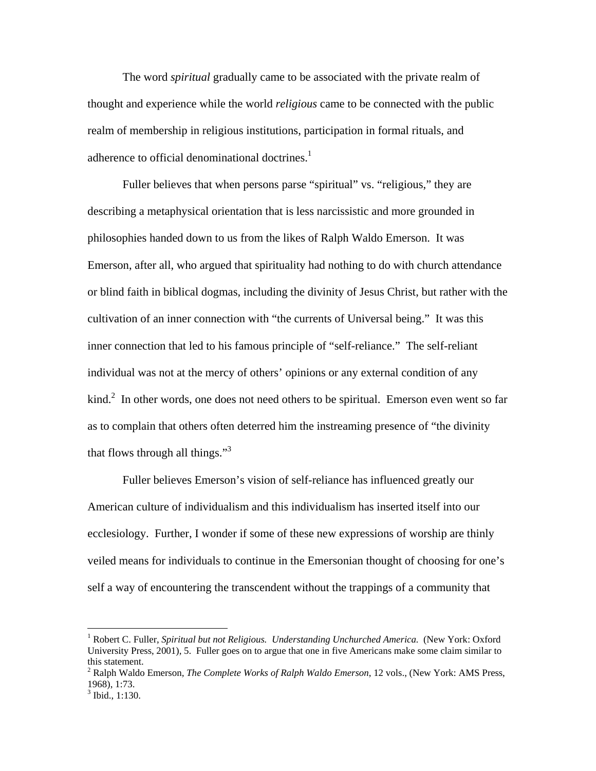The word *spiritual* gradually came to be associated with the private realm of thought and experience while the world *religious* came to be connected with the public realm of membership in religious institutions, participation in formal rituals, and adherence to official denominational doctrines.[1]

Fuller believes that when persons parse "spiritual" vs. "religious," they are describing a metaphysical orientation that is less narcissistic and more grounded in philosophies handed down to us from the likes of Ralph Waldo Emerson. It was Emerson, after all, who argued that spirituality had nothing to do with church attendance or blind faith in biblical dogmas, including the divinity of Jesus Christ, but rather with the cultivation of an inner connection with "the currents of Universal being." It was this inner connection that led to his famous principle of "self-reliance." The self-reliant individual was not at the mercy of others' opinions or any external condition of any kind.[2] In other words, one does not need others to be spiritual. Emerson even went so far as to complain that others often deterred him the instreaming presence of "the divinity that flows through all things."[3]

Fuller believes Emerson's vision of self-reliance has influenced greatly our American culture of individualism and this individualism has inserted itself into our ecclesiology. Further, I wonder if some of these new expressions of worship are thinly veiled means for individuals to continue in the Emersonian thought of choosing for one's self a way of encountering the transcendent without the trappings of a community that

---

[1] Robert C. Fuller, *Spiritual but not Religious. Understanding Unchurched America.* (New York: Oxford University Press, 2001), 5. Fuller goes on to argue that one in five Americans make some claim similar to this statement.

[2] Ralph Waldo Emerson, *The Complete Works of Ralph Waldo Emerson*, 12 vols., (New York: AMS Press, 1968), 1:73.

[3] Ibid., 1:130.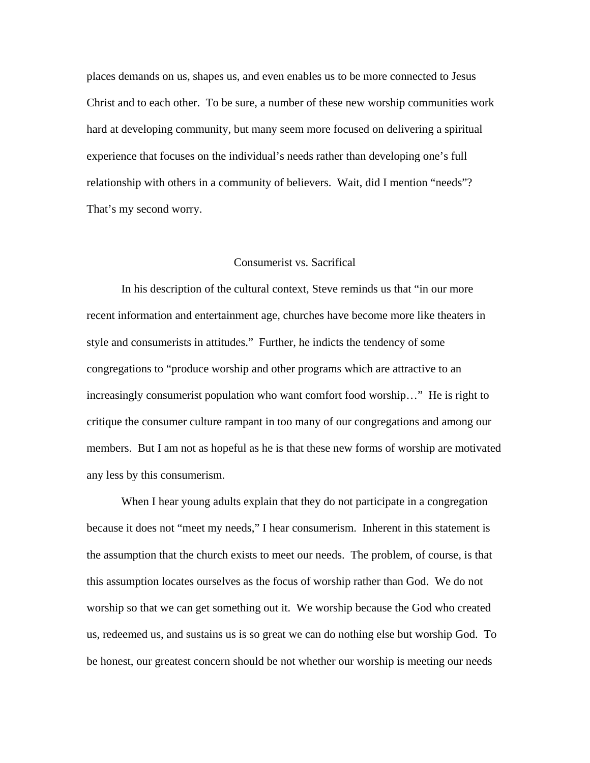places demands on us, shapes us, and even enables us to be more connected to Jesus Christ and to each other. To be sure, a number of these new worship communities work hard at developing community, but many seem more focused on delivering a spiritual experience that focuses on the individual's needs rather than developing one's full relationship with others in a community of believers. Wait, did I mention "needs"? That's my second worry.

## Consumerist vs. Sacrifical

In his description of the cultural context, Steve reminds us that "in our more recent information and entertainment age, churches have become more like theaters in style and consumerists in attitudes." Further, he indicts the tendency of some congregations to "produce worship and other programs which are attractive to an increasingly consumerist population who want comfort food worship…" He is right to critique the consumer culture rampant in too many of our congregations and among our members. But I am not as hopeful as he is that these new forms of worship are motivated any less by this consumerism.

When I hear young adults explain that they do not participate in a congregation because it does not "meet my needs," I hear consumerism. Inherent in this statement is the assumption that the church exists to meet our needs. The problem, of course, is that this assumption locates ourselves as the focus of worship rather than God. We do not worship so that we can get something out it. We worship because the God who created us, redeemed us, and sustains us is so great we can do nothing else but worship God. To be honest, our greatest concern should be not whether our worship is meeting our needs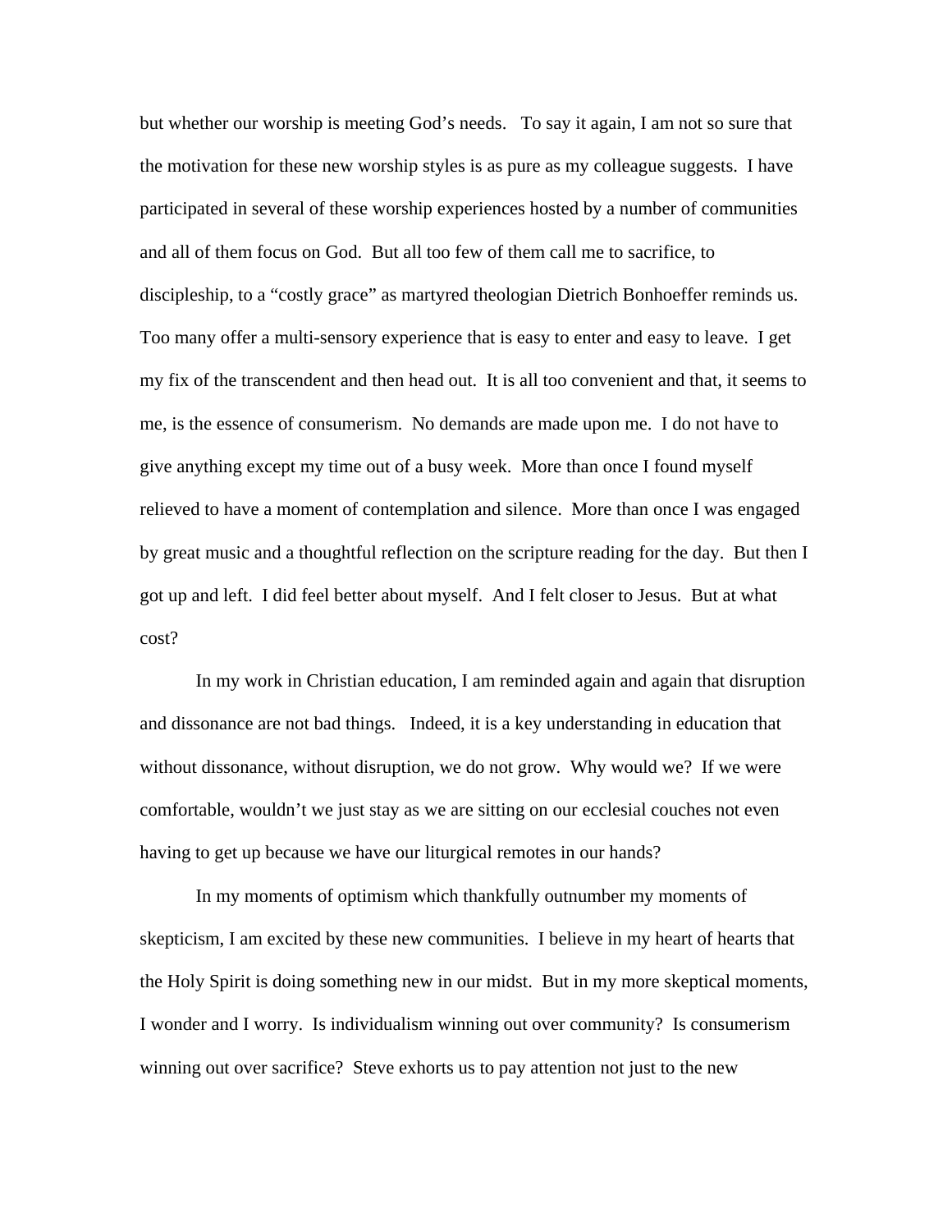but whether our worship is meeting God's needs. To say it again, I am not so sure that the motivation for these new worship styles is as pure as my colleague suggests. I have participated in several of these worship experiences hosted by a number of communities and all of them focus on God. But all too few of them call me to sacrifice, to discipleship, to a "costly grace" as martyred theologian Dietrich Bonhoeffer reminds us. Too many offer a multi-sensory experience that is easy to enter and easy to leave. I get my fix of the transcendent and then head out. It is all too convenient and that, it seems to me, is the essence of consumerism. No demands are made upon me. I do not have to give anything except my time out of a busy week. More than once I found myself relieved to have a moment of contemplation and silence. More than once I was engaged by great music and a thoughtful reflection on the scripture reading for the day. But then I got up and left. I did feel better about myself. And I felt closer to Jesus. But at what cost?

In my work in Christian education, I am reminded again and again that disruption and dissonance are not bad things. Indeed, it is a key understanding in education that without dissonance, without disruption, we do not grow. Why would we? If we were comfortable, wouldn't we just stay as we are sitting on our ecclesial couches not even having to get up because we have our liturgical remotes in our hands?

In my moments of optimism which thankfully outnumber my moments of skepticism, I am excited by these new communities. I believe in my heart of hearts that the Holy Spirit is doing something new in our midst. But in my more skeptical moments, I wonder and I worry. Is individualism winning out over community? Is consumerism winning out over sacrifice? Steve exhorts us to pay attention not just to the new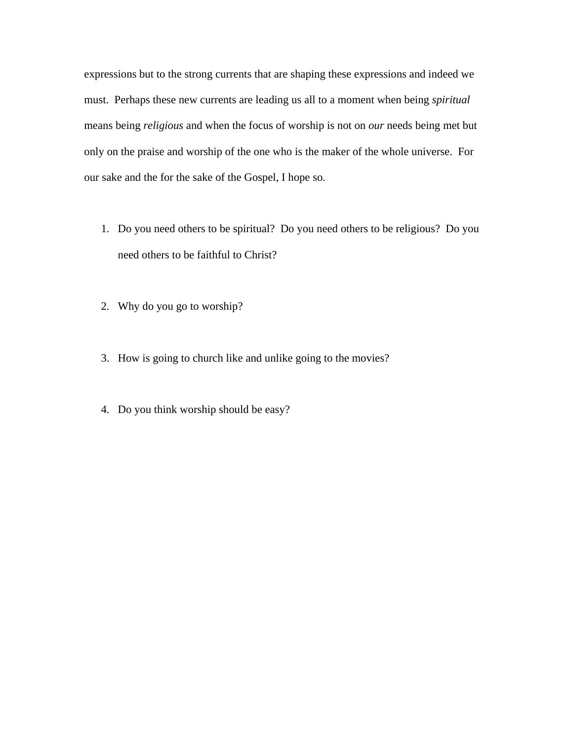expressions but to the strong currents that are shaping these expressions and indeed we must. Perhaps these new currents are leading us all to a moment when being *spiritual* means being *religious* and when the focus of worship is not on *our* needs being met but only on the praise and worship of the one who is the maker of the whole universe. For our sake and the for the sake of the Gospel, I hope so.

1. Do you need others to be spiritual? Do you need others to be religious? Do you need others to be faithful to Christ?

2. Why do you go to worship?

3. How is going to church like and unlike going to the movies?

4. Do you think worship should be easy?